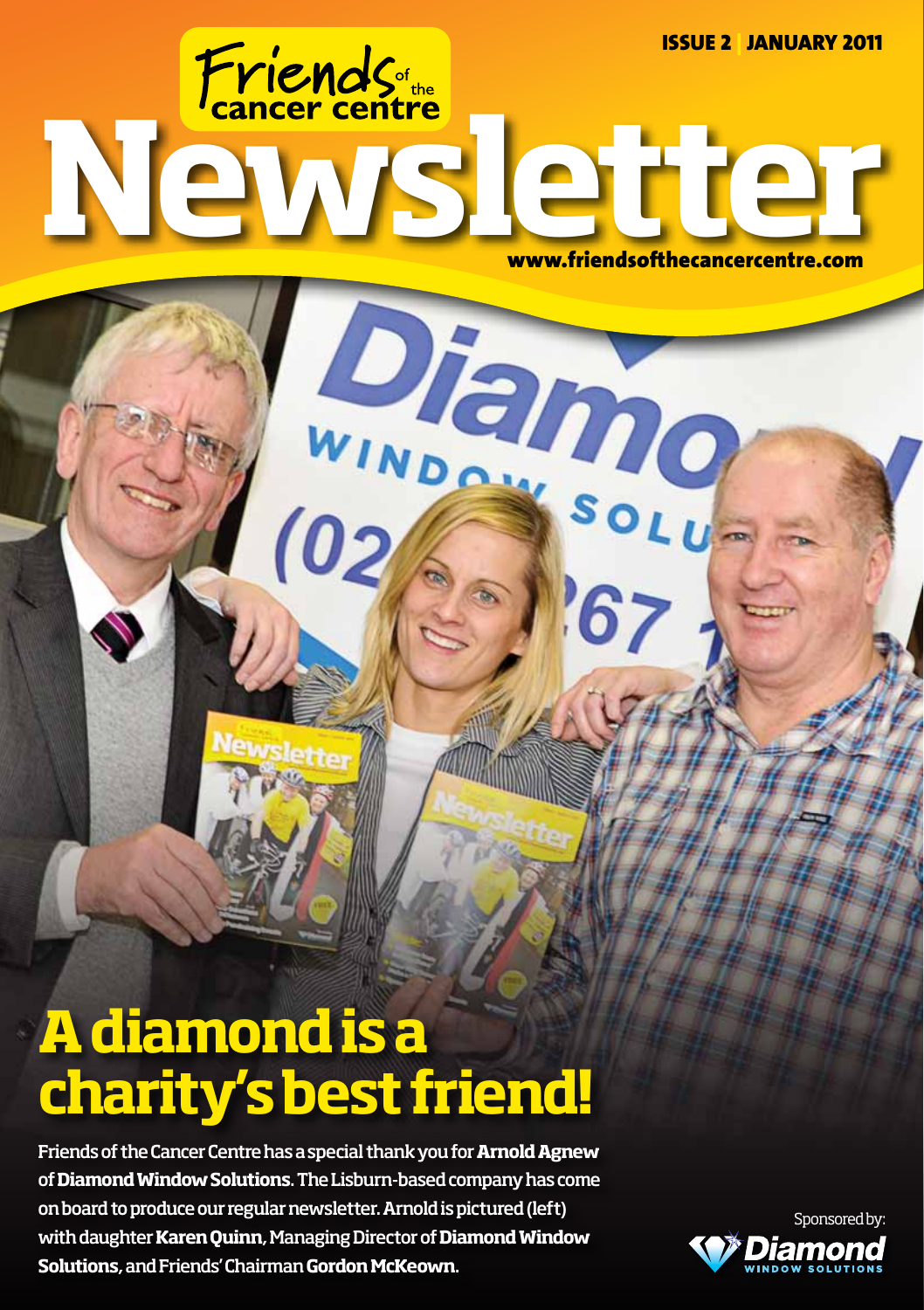# Friends of the cancer centre Newsletter

ISSUE 2 | JANUARY 2011

www.friendsofthecancercentre.com

## A diamond is a charity's best friend!

**Friends of the Cancer Centre has a special thank you for Arnold Agnew of Diamond Window Solutions. The Lisburn-based company has come on board to produce our regular newsletter. Arnold is pictured (left) with daughter Karen Quinn, Managing Director of Diamond Window Solutions, and Friends' Chairman Gordon McKeown.**

Sponsored by: Diamond Window Solutions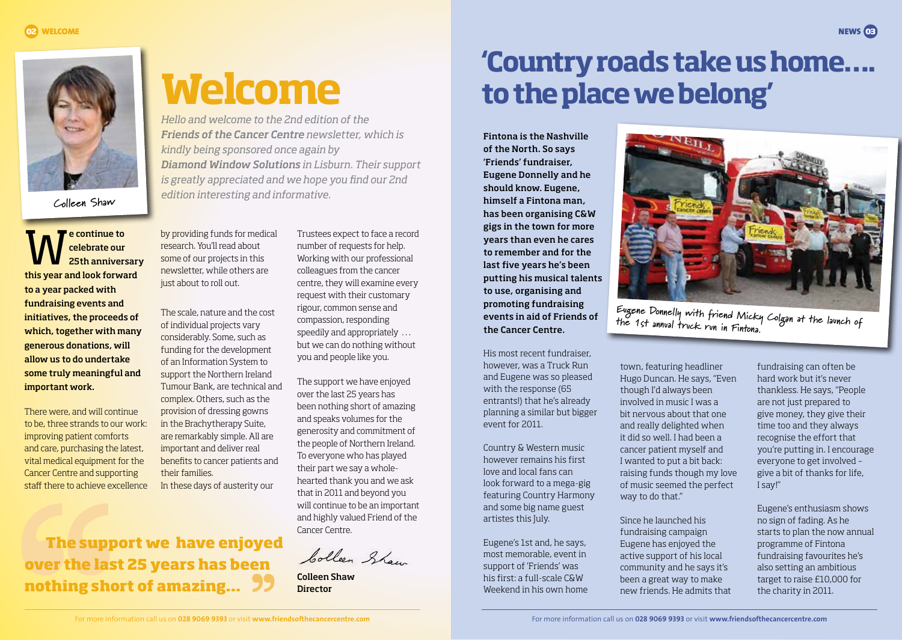# Welcome

Colleen Shaw

*Hello and welcome to the 2nd edition of the* ***Friends of the Cancer Centre*** *newsletter, which is kindly being sponsored once again by* ***Diamond Window Solutions*** *in Lisburn. Their support is greatly appreciated and we hope you find our 2nd edition interesting and informative.*

**We continue to celebrate our 25th anniversary this year and look forward to a year packed with fundraising events and initiatives, the proceeds of which, together with many generous donations, will allow us to do undertake some truly meaningful and important work.**

There were, and will continue to be, three strands to our work: improving patient comforts and care, purchasing the latest, vital medical equipment for the Cancer Centre and supporting staff there to achieve excellence by providing funds for medical research. You'll read about some of our projects in this newsletter, while others are just about to roll out.

The scale, nature and the cost of individual projects vary considerably. Some, such as funding for the development of an Information System to support the Northern Ireland Tumour Bank, are technical and complex. Others, such as the provision of dressing gowns in the Brachytherapy Suite, are remarkably simple. All are important and deliver real benefits to cancer patients and their families.

In these days of austerity our Trustees expect to face a record number of requests for help. Working with our professional colleagues from the cancer centre, they will examine every request with their customary rigour, common sense and compassion, responding speedily and appropriately … but we can do nothing without you and people like you.

The support we have enjoyed over the last 25 years has been nothing short of amazing and speaks volumes for the generosity and commitment of the people of Northern Ireland. To everyone who has played their part we say a whole-hearted thank you and we ask that in 2011 and beyond you will continue to be an important and highly valued Friend of the Cancer Centre.

> **"The support we have enjoyed over the last 25 years has been nothing short of amazing..."**

Colleen Shaw

**Colleen Shaw**
**Director**

# 'Country roads take us home…. to the place we belong'

**Fintona is the Nashville of the North. So says 'Friends' fundraiser, Eugene Donnelly and he should know. Eugene, himself a Fintona man, has been organising C&W gigs in the town for more years than even he cares to remember and for the last five years he's been putting his musical talents to use, organising and promoting fundraising events in aid of Friends of the Cancer Centre.**

Eugene Donnelly with friend Micky Colgan at the launch of the 1st annual truck run in Fintona.

His most recent fundraiser, however, was a Truck Run and Eugene was so pleased with the response (65 entrants!) that he's already planning a similar but bigger event for 2011.

Country & Western music however remains his first love and local fans can look forward to a mega-gig featuring Country Harmony and some big name guest artistes this July.

Eugene's 1st and, he says, most memorable, event in support of 'Friends' was his first: a full-scale C&W Weekend in his own home town, featuring headliner Hugo Duncan. He says, "Even though I'd always been involved in music I was a bit nervous about that one and really delighted when it did so well. I had been a cancer patient myself and I wanted to put a bit back: raising funds though my love of music seemed the perfect way to do that."

Since he launched his fundraising campaign Eugene has enjoyed the active support of his local community and he says it's been a great way to make new friends. He admits that fundraising can often be hard work but it's never thankless. He says, "People are not just prepared to give money, they give their time too and they always recognise the effort that you're putting in. I encourage everyone to get involved – give a bit of thanks for life, I say!"

Eugene's enthusiasm shows no sign of fading. As he starts to plan the now annual programme of Fintona fundraising favourites he's also setting an ambitious target to raise £10,000 for the charity in 2011.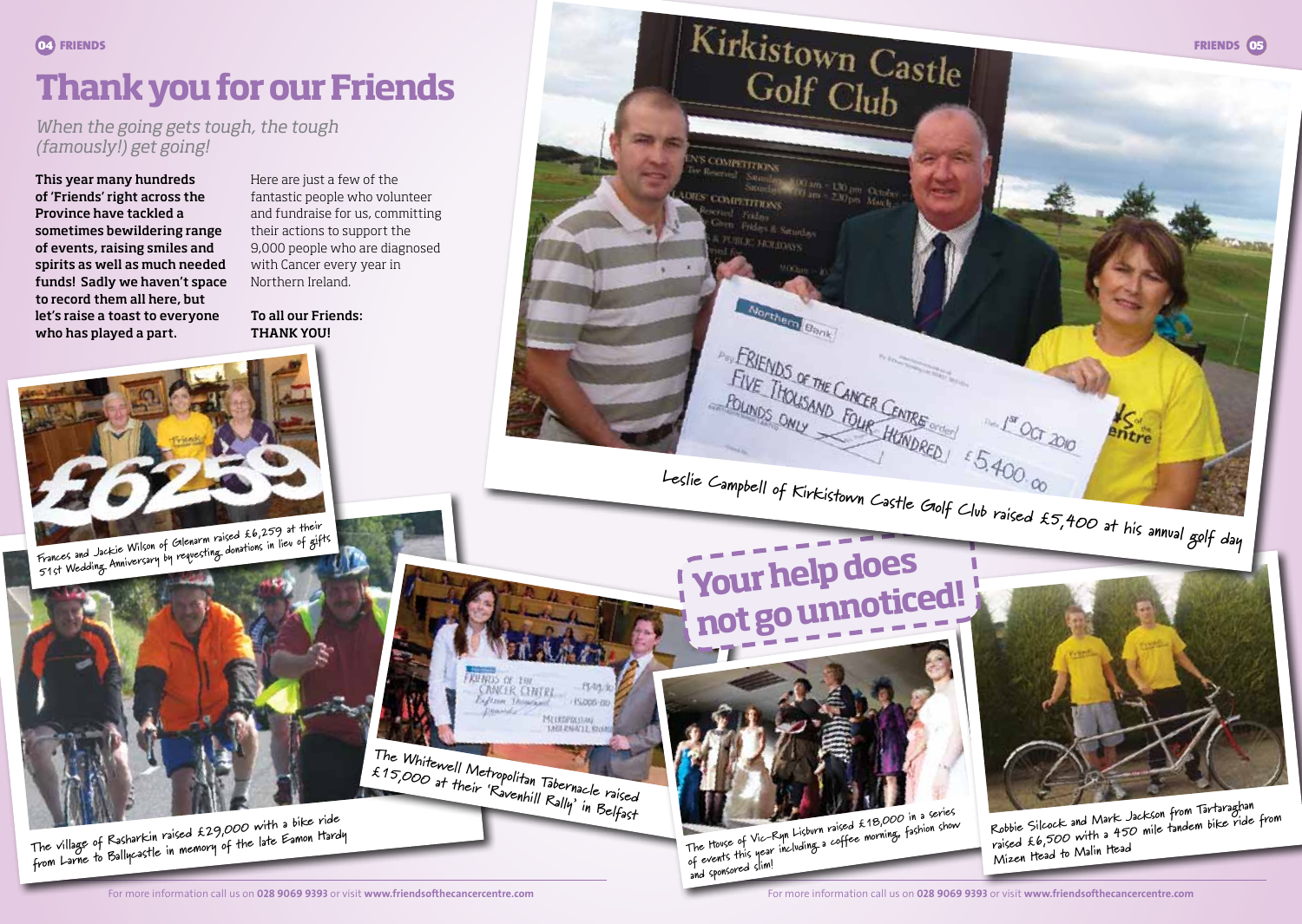# Thank you for our Friends

*When the going gets tough, the tough (famously!) get going!*

**This year many hundreds of 'Friends' right across the Province have tackled a sometimes bewildering range of events, raising smiles and spirits as well as much needed funds! Sadly we haven't space to record them all here, but let's raise a toast to everyone who has played a part.**

Here are just a few of the fantastic people who volunteer and fundraise for us, committing their actions to support the 9,000 people who are diagnosed with Cancer every year in Northern Ireland.

**To all our Friends: THANK YOU!**

Frances and Jackie Wilson of Glenarm raised £6,259 at their 51st Wedding Anniversary by requesting donations in lieu of gifts

The village of Rasharkin raised £29,000 with a bike ride from Larne to Ballycastle in memory of the late Eamon Hardy

The Whitewell Metropolitan Tabernacle raised £15,000 at their 'Ravenhill Rally' in Belfast

Leslie Campbell of Kirkistown Castle Golf Club raised £5,400 at his annual golf day

## Your help does not go unnoticed!

The House of Vic-Ryn Lisburn raised £18,000 in a series of events this year including a coffee morning, fashion show and sponsored slim!

Robbie Silcock and Mark Jackson from Tartaraghan raised £6,500 with a 450 mile tandem bike ride from Mizen Head to Malin Head

For more information call us on **028 9069 9393** or visit **www.friendsofthecancercentre.com**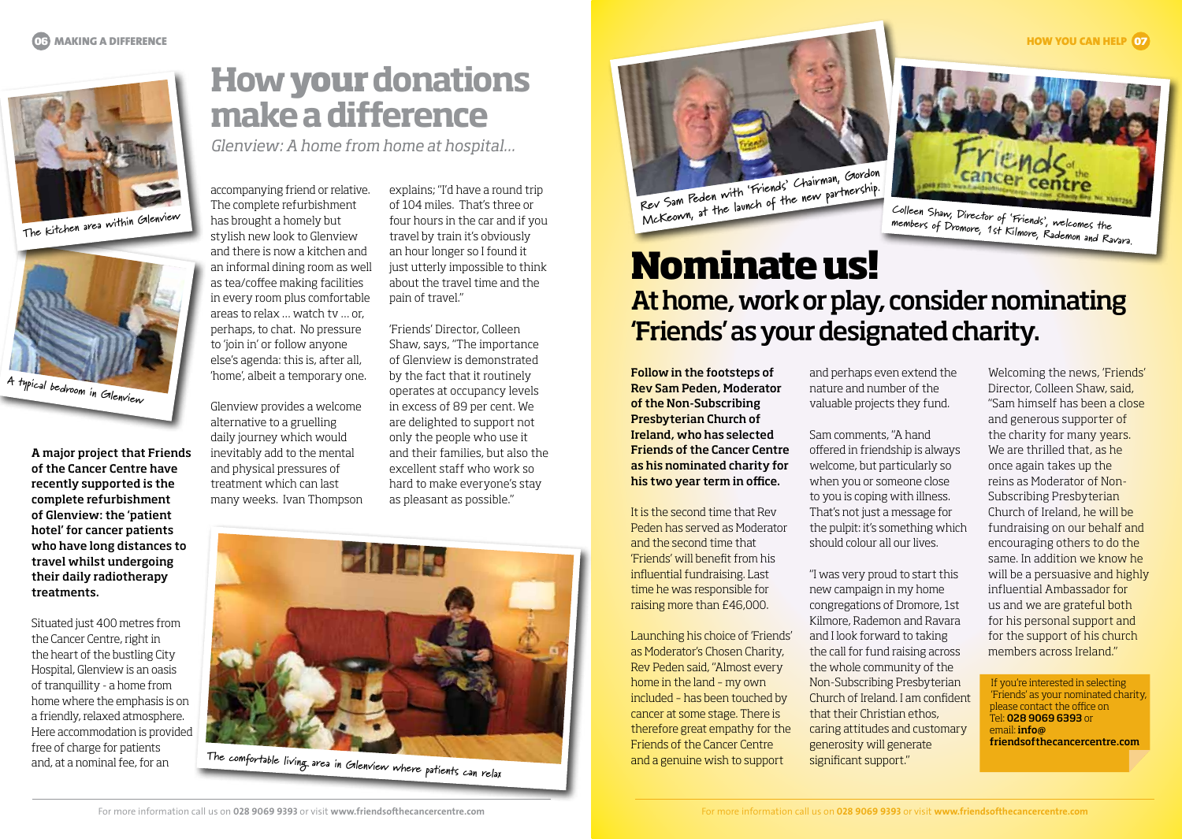# How your donations make a difference

*Glenview: A home from home at hospital...*

The kitchen area within Glenview

A typical bedroom in Glenview

**A major project that Friends of the Cancer Centre have recently supported is the complete refurbishment of Glenview: the 'patient hotel' for cancer patients who have long distances to travel whilst undergoing their daily radiotherapy treatments.**

Situated just 400 metres from the Cancer Centre, right in the heart of the bustling City Hospital, Glenview is an oasis of tranquillity - a home from home where the emphasis is on a friendly, relaxed atmosphere. Here accommodation is provided free of charge for patients and, at a nominal fee, for an accompanying friend or relative. The complete refurbishment has brought a homely but stylish new look to Glenview and there is now a kitchen and an informal dining room as well as tea/coffee making facilities in every room plus comfortable areas to relax ... watch tv ... or, perhaps, to chat. No pressure to 'join in' or follow anyone else's agenda: this is, after all, 'home', albeit a temporary one.

Glenview provides a welcome alternative to a gruelling daily journey which would inevitably add to the mental and physical pressures of treatment which can last many weeks. Ivan Thompson explains; "I'd have a round trip of 104 miles. That's three or four hours in the car and if you travel by train it's obviously an hour longer so I found it just utterly impossible to think about the travel time and the pain of travel."

'Friends' Director, Colleen Shaw, says, "The importance of Glenview is demonstrated by the fact that it routinely operates at occupancy levels in excess of 89 per cent. We are delighted to support not only the people who use it and their families, but also the excellent staff who work so hard to make everyone's stay as pleasant as possible."

The comfortable living area in Glenview where patients can relax

Rev Sam Peden with 'Friends' Chairman, Gordon McKeown, at the launch of the new partnership.

Colleen Shaw, Director of 'Friends', welcomes the members of Dromore, 1st Kilmore, Rademon and Ravara.

# Nominate us!

## At home, work or play, consider nominating 'Friends' as your designated charity.

**Follow in the footsteps of Rev Sam Peden, Moderator of the Non-Subscribing Presbyterian Church of Ireland, who has selected Friends of the Cancer Centre as his nominated charity for his two year term in office.**

It is the second time that Rev Peden has served as Moderator and the second time that 'Friends' will benefit from his influential fundraising. Last time he was responsible for raising more than £46,000.

Launching his choice of 'Friends' as Moderator's Chosen Charity, Rev Peden said, "Almost every home in the land - my own included - has been touched by cancer at some stage. There is therefore great empathy for the Friends of the Cancer Centre and a genuine wish to support and perhaps even extend the nature and number of the valuable projects they fund.

Sam comments, "A hand offered in friendship is always welcome, but particularly so when you or someone close to you is coping with illness. That's not just a message for the pulpit: it's something which should colour all our lives.

"I was very proud to start this new campaign in my home congregations of Dromore, 1st Kilmore, Rademon and Ravara and I look forward to taking the call for fund raising across the whole community of the Non-Subscribing Presbyterian Church of Ireland. I am confident that their Christian ethos, caring attitudes and customary generosity will generate significant support."

Welcoming the news, 'Friends' Director, Colleen Shaw, said, "Sam himself has been a close and generous supporter of the charity for many years. We are thrilled that, as he once again takes up the reins as Moderator of Non-Subscribing Presbyterian Church of Ireland, he will be fundraising on our behalf and encouraging others to do the same. In addition we know he will be a persuasive and highly influential Ambassador for us and we are grateful both for his personal support and for the support of his church members across Ireland."

If you're interested in selecting 'Friends' as your nominated charity, please contact the office on Tel: **028 9069 6393** or email: **info@friendsofthecancercentre.com**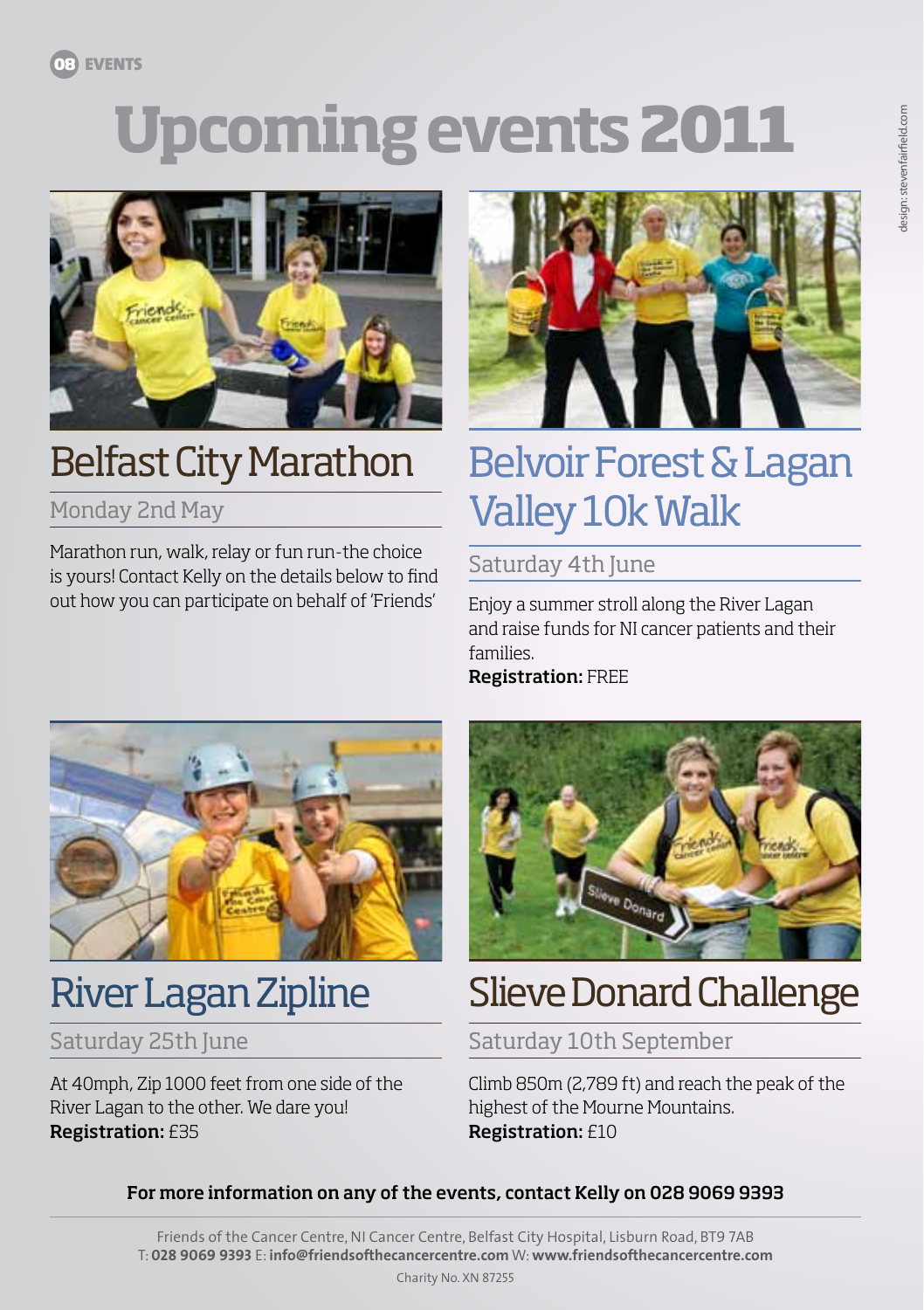# Upcoming events 2011

## Belfast City Marathon

Monday 2nd May

Marathon run, walk, relay or fun run-the choice is yours! Contact Kelly on the details below to find out how you can participate on behalf of 'Friends'

## Belvoir Forest & Lagan Valley 10k Walk

Saturday 4th June

Enjoy a summer stroll along the River Lagan and raise funds for NI cancer patients and their families.

**Registration:** FREE

## River Lagan Zipline

Saturday 25th June

At 40mph, Zip 1000 feet from one side of the River Lagan to the other. We dare you!

**Registration:** £35

## Slieve Donard Challenge

Saturday 10th September

Climb 850m (2,789 ft) and reach the peak of the highest of the Mourne Mountains.

**Registration:** £10

**For more information on any of the events, contact Kelly on 028 9069 9393**

Friends of the Cancer Centre, NI Cancer Centre, Belfast City Hospital, Lisburn Road, BT9 7AB
T: **028 9069 9393** E: **info@friendsofthecancercentre.com** W: **www.friendsofthecancercentre.com**

Charity No. XN 87255

design: stevenfairfield.com